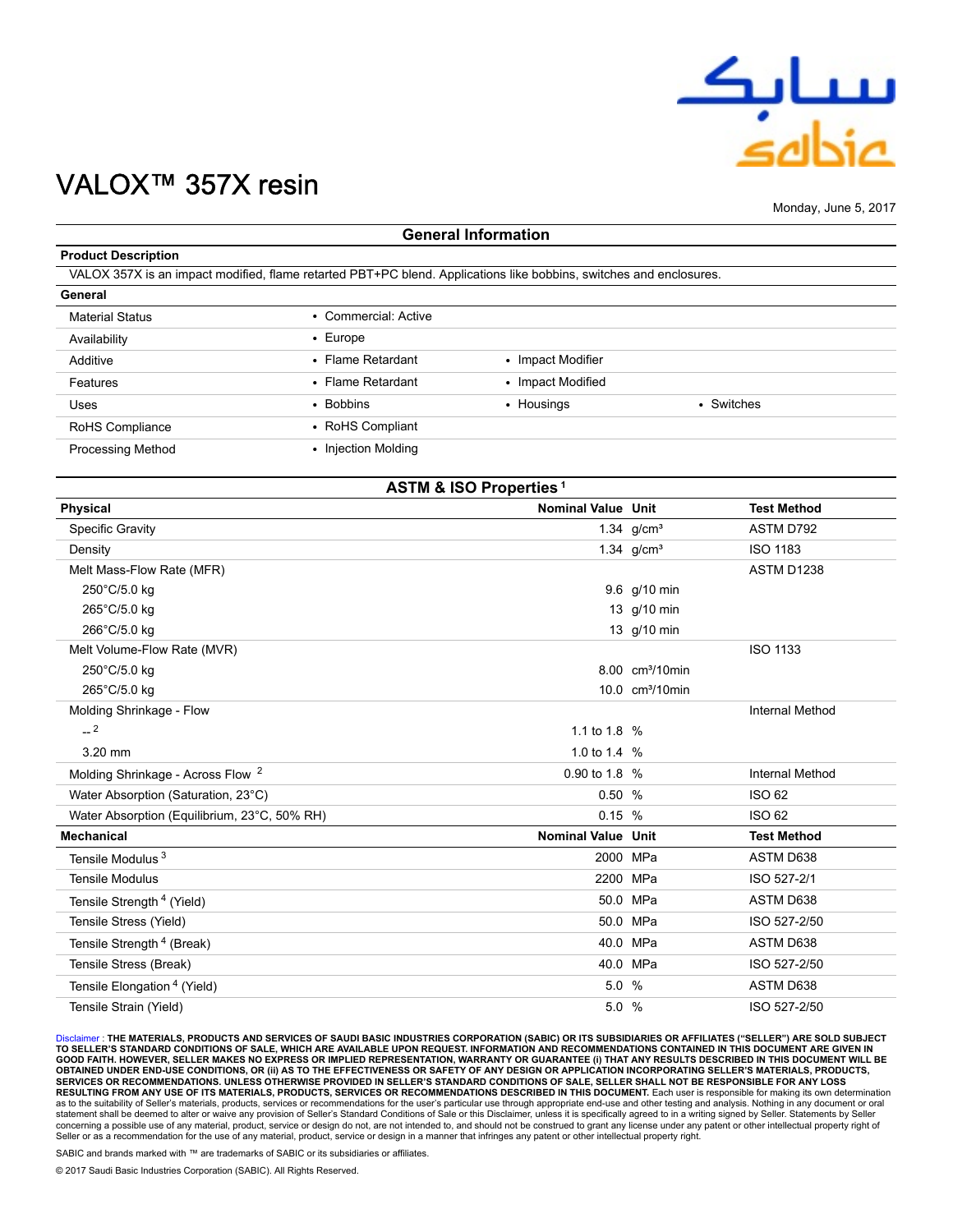# VALOX™ 357X resin

Monday, June 5, 2017

## General Information

| Product Description | | | |
|---|---|---|---|
| VALOX 357X is an impact modified, flame retarted PBT+PC blend. Applications like bobbins, switches and enclosures. | | | |

| General | | | |
|---|---|---|---|
| Material Status | • Commercial: Active | | |
| Availability | • Europe | | |
| Additive | • Flame Retardant | • Impact Modifier | |
| Features | • Flame Retardant | • Impact Modified | |
| Uses | • Bobbins | • Housings | • Switches |
| RoHS Compliance | • RoHS Compliant | | |
| Processing Method | • Injection Molding | | |

## ASTM & ISO Properties [1]

| Physical | Nominal Value | Unit | Test Method |
|---|---|---|---|
| Specific Gravity | 1.34 | g/cm³ | ASTM D792 |
| Density | 1.34 | g/cm³ | ISO 1183 |
| Melt Mass-Flow Rate (MFR) | | | ASTM D1238 |
| 250°C/5.0 kg | 9.6 | g/10 min | |
| 265°C/5.0 kg | 13 | g/10 min | |
| 266°C/5.0 kg | 13 | g/10 min | |
| Melt Volume-Flow Rate (MVR) | | | ISO 1133 |
| 250°C/5.0 kg | 8.00 | cm³/10min | |
| 265°C/5.0 kg | 10.0 | cm³/10min | |
| Molding Shrinkage - Flow | | | Internal Method |
| -- [2] | 1.1 to 1.8 | % | |
| 3.20 mm | 1.0 to 1.4 | % | |
| Molding Shrinkage - Across Flow [2] | 0.90 to 1.8 | % | Internal Method |
| Water Absorption (Saturation, 23°C) | 0.50 | % | ISO 62 |
| Water Absorption (Equilibrium, 23°C, 50% RH) | 0.15 | % | ISO 62 |

| Mechanical | Nominal Value | Unit | Test Method |
|---|---|---|---|
| Tensile Modulus [3] | 2000 | MPa | ASTM D638 |
| Tensile Modulus | 2200 | MPa | ISO 527-2/1 |
| Tensile Strength [4] (Yield) | 50.0 | MPa | ASTM D638 |
| Tensile Stress (Yield) | 50.0 | MPa | ISO 527-2/50 |
| Tensile Strength [4] (Break) | 40.0 | MPa | ASTM D638 |
| Tensile Stress (Break) | 40.0 | MPa | ISO 527-2/50 |
| Tensile Elongation [4] (Yield) | 5.0 | % | ASTM D638 |
| Tensile Strain (Yield) | 5.0 | % | ISO 527-2/50 |

Disclaimer : **THE MATERIALS, PRODUCTS AND SERVICES OF SAUDI BASIC INDUSTRIES CORPORATION (SABIC) OR ITS SUBSIDIARIES OR AFFILIATES ("SELLER") ARE SOLD SUBJECT TO SELLER'S STANDARD CONDITIONS OF SALE, WHICH ARE AVAILABLE UPON REQUEST. INFORMATION AND RECOMMENDATIONS CONTAINED IN THIS DOCUMENT ARE GIVEN IN GOOD FAITH. HOWEVER, SELLER MAKES NO EXPRESS OR IMPLIED REPRESENTATION, WARRANTY OR GUARANTEE (i) THAT ANY RESULTS DESCRIBED IN THIS DOCUMENT WILL BE OBTAINED UNDER END-USE CONDITIONS, OR (ii) AS TO THE EFFECTIVENESS OR SAFETY OF ANY DESIGN OR APPLICATION INCORPORATING SELLER'S MATERIALS, PRODUCTS, SERVICES OR RECOMMENDATIONS. UNLESS OTHERWISE PROVIDED IN SELLER'S STANDARD CONDITIONS OF SALE, SELLER SHALL NOT BE RESPONSIBLE FOR ANY LOSS RESULTING FROM ANY USE OF ITS MATERIALS, PRODUCTS, SERVICES OR RECOMMENDATIONS DESCRIBED IN THIS DOCUMENT.** Each user is responsible for making its own determination as to the suitability of Seller's materials, products, services or recommendations for the user's particular use through appropriate end-use and other testing and analysis. Nothing in any document or oral statement shall be deemed to alter or waive any provision of Seller's Standard Conditions of Sale or this Disclaimer, unless it is specifically agreed to in a writing signed by Seller. Statements by Seller concerning a possible use of any material, product, service or design do not, are not intended to, and should not be construed to grant any license under any patent or other intellectual property right of Seller or as a recommendation for the use of any material, product, service or design in a manner that infringes any patent or other intellectual property right.

SABIC and brands marked with ™ are trademarks of SABIC or its subsidiaries or affiliates.

© 2017 Saudi Basic Industries Corporation (SABIC). All Rights Reserved.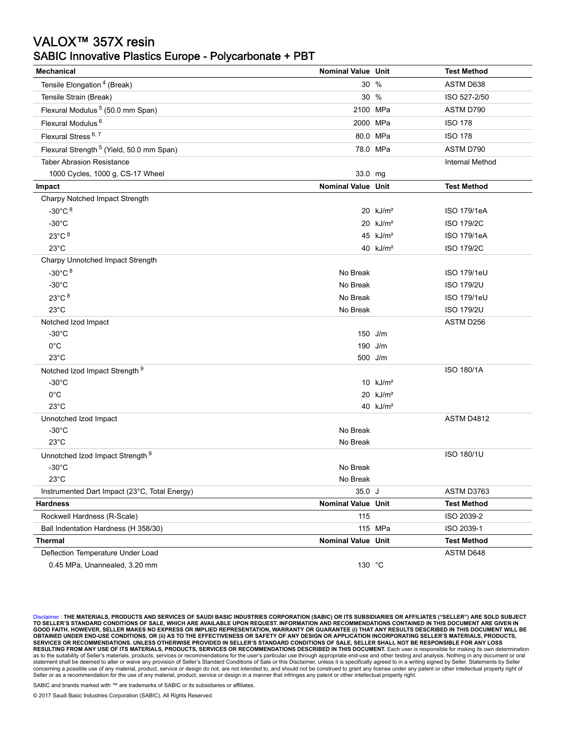# VALOX™ 357X resin

## SABIC Innovative Plastics Europe - Polycarbonate + PBT

| Mechanical | Nominal Value | Unit | Test Method |
|---|---|---|---|
| Tensile Elongation [4] (Break) | 30 | % | ASTM D638 |
| Tensile Strain (Break) | 30 | % | ISO 527-2/50 |
| Flexural Modulus [5] (50.0 mm Span) | 2100 | MPa | ASTM D790 |
| Flexural Modulus [6] | 2000 | MPa | ISO 178 |
| Flexural Stress [6, 7] | 80.0 | MPa | ISO 178 |
| Flexural Strength [5] (Yield, 50.0 mm Span) | 78.0 | MPa | ASTM D790 |
| Taber Abrasion Resistance | | | Internal Method |
| 1000 Cycles, 1000 g, CS-17 Wheel | 33.0 | mg | |

| Impact | Nominal Value | Unit | Test Method |
|---|---|---|---|
| Charpy Notched Impact Strength | | | |
| -30°C [8] | 20 | kJ/m² | ISO 179/1eA |
| -30°C | 20 | kJ/m² | ISO 179/2C |
| 23°C [8] | 45 | kJ/m² | ISO 179/1eA |
| 23°C | 40 | kJ/m² | ISO 179/2C |
| Charpy Unnotched Impact Strength | | | |
| -30°C [8] | No Break | | ISO 179/1eU |
| -30°C | No Break | | ISO 179/2U |
| 23°C [8] | No Break | | ISO 179/1eU |
| 23°C | No Break | | ISO 179/2U |
| Notched Izod Impact | | | ASTM D256 |
| -30°C | 150 | J/m | |
| 0°C | 190 | J/m | |
| 23°C | 500 | J/m | |
| Notched Izod Impact Strength [9] | | | ISO 180/1A |
| -30°C | 10 | kJ/m² | |
| 0°C | 20 | kJ/m² | |
| 23°C | 40 | kJ/m² | |
| Unnotched Izod Impact | | | ASTM D4812 |
| -30°C | No Break | | |
| 23°C | No Break | | |
| Unnotched Izod Impact Strength [9] | | | ISO 180/1U |
| -30°C | No Break | | |
| 23°C | No Break | | |
| Instrumented Dart Impact (23°C, Total Energy) | 35.0 | J | ASTM D3763 |

| Hardness | Nominal Value | Unit | Test Method |
|---|---|---|---|
| Rockwell Hardness (R-Scale) | 115 | | ISO 2039-2 |
| Ball Indentation Hardness (H 358/30) | 115 | MPa | ISO 2039-1 |

| Thermal | Nominal Value | Unit | Test Method |
|---|---|---|---|
| Deflection Temperature Under Load | | | ASTM D648 |
| 0.45 MPa, Unannealed, 3.20 mm | 130 | °C | |

Disclaimer : **THE MATERIALS, PRODUCTS AND SERVICES OF SAUDI BASIC INDUSTRIES CORPORATION (SABIC) OR ITS SUBSIDIARIES OR AFFILIATES ("SELLER") ARE SOLD SUBJECT TO SELLER'S STANDARD CONDITIONS OF SALE, WHICH ARE AVAILABLE UPON REQUEST. INFORMATION AND RECOMMENDATIONS CONTAINED IN THIS DOCUMENT ARE GIVEN IN GOOD FAITH. HOWEVER, SELLER MAKES NO EXPRESS OR IMPLIED REPRESENTATION, WARRANTY OR GUARANTEE (i) THAT ANY RESULTS DESCRIBED IN THIS DOCUMENT WILL BE OBTAINED UNDER END-USE CONDITIONS, OR (ii) AS TO THE EFFECTIVENESS OR SAFETY OF ANY DESIGN OR APPLICATION INCORPORATING SELLER'S MATERIALS, PRODUCTS, SERVICES OR RECOMMENDATIONS. UNLESS OTHERWISE PROVIDED IN SELLER'S STANDARD CONDITIONS OF SALE, SELLER SHALL NOT BE RESPONSIBLE FOR ANY LOSS RESULTING FROM ANY USE OF ITS MATERIALS, PRODUCTS, SERVICES OR RECOMMENDATIONS DESCRIBED IN THIS DOCUMENT.** Each user is responsible for making its own determination as to the suitability of Seller's materials, products, services or recommendations for the user's particular use through appropriate end-use and other testing and analysis. Nothing in any document or oral statement shall be deemed to alter or waive any provision of Seller's Standard Conditions of Sale or this Disclaimer, unless it is specifically agreed to in a writing signed by Seller. Statements by Seller concerning a possible use of any material, product, service or design do not, are not intended to, and should not be construed to grant any license under any patent or other intellectual property right of Seller or as a recommendation for the use of any material, product, service or design in a manner that infringes any patent or other intellectual property right.

SABIC and brands marked with ™ are trademarks of SABIC or its subsidiaries or affiliates.

© 2017 Saudi Basic Industries Corporation (SABIC). All Rights Reserved.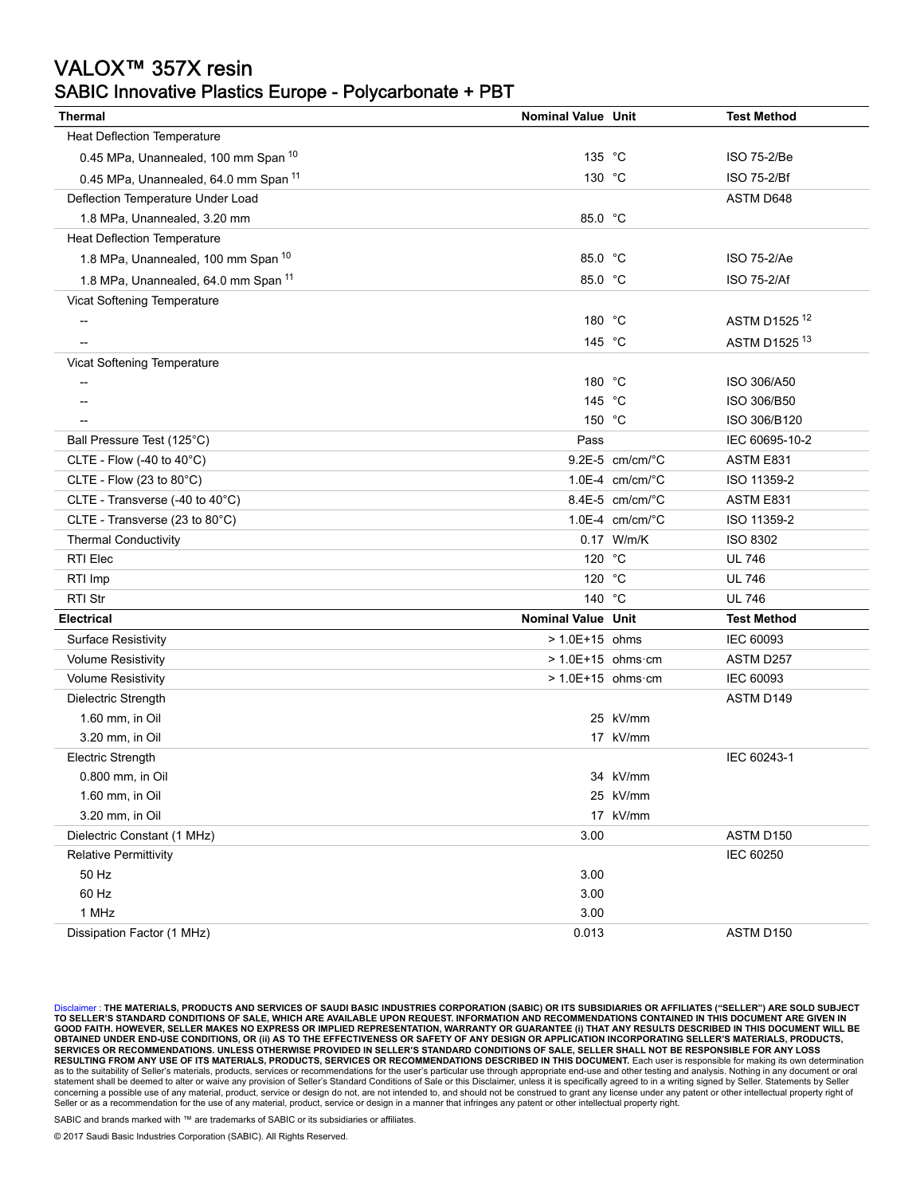# VALOX™ 357X resin

## SABIC Innovative Plastics Europe - Polycarbonate + PBT

| Thermal | Nominal Value | Unit | Test Method |
|---|---|---|---|
| Heat Deflection Temperature | | | |
| 0.45 MPa, Unannealed, 100 mm Span [10] | 135 | °C | ISO 75-2/Be |
| 0.45 MPa, Unannealed, 64.0 mm Span [11] | 130 | °C | ISO 75-2/Bf |
| Deflection Temperature Under Load | | | ASTM D648 |
| 1.8 MPa, Unannealed, 3.20 mm | 85.0 | °C | |
| Heat Deflection Temperature | | | |
| 1.8 MPa, Unannealed, 100 mm Span [10] | 85.0 | °C | ISO 75-2/Ae |
| 1.8 MPa, Unannealed, 64.0 mm Span [11] | 85.0 | °C | ISO 75-2/Af |
| Vicat Softening Temperature | | | |
| -- | 180 | °C | ASTM D1525 [12] |
| -- | 145 | °C | ASTM D1525 [13] |
| Vicat Softening Temperature | | | |
| -- | 180 | °C | ISO 306/A50 |
| -- | 145 | °C | ISO 306/B50 |
| -- | 150 | °C | ISO 306/B120 |
| Ball Pressure Test (125°C) | Pass | | IEC 60695-10-2 |
| CLTE - Flow (-40 to 40°C) | 9.2E-5 | cm/cm/°C | ASTM E831 |
| CLTE - Flow (23 to 80°C) | 1.0E-4 | cm/cm/°C | ISO 11359-2 |
| CLTE - Transverse (-40 to 40°C) | 8.4E-5 | cm/cm/°C | ASTM E831 |
| CLTE - Transverse (23 to 80°C) | 1.0E-4 | cm/cm/°C | ISO 11359-2 |
| Thermal Conductivity | 0.17 | W/m/K | ISO 8302 |
| RTI Elec | 120 | °C | UL 746 |
| RTI Imp | 120 | °C | UL 746 |
| RTI Str | 140 | °C | UL 746 |

| Electrical | Nominal Value | Unit | Test Method |
|---|---|---|---|
| Surface Resistivity | > 1.0E+15 | ohms | IEC 60093 |
| Volume Resistivity | > 1.0E+15 | ohms·cm | ASTM D257 |
| Volume Resistivity | > 1.0E+15 | ohms·cm | IEC 60093 |
| Dielectric Strength | | | ASTM D149 |
| 1.60 mm, in Oil | 25 | kV/mm | |
| 3.20 mm, in Oil | 17 | kV/mm | |
| Electric Strength | | | IEC 60243-1 |
| 0.800 mm, in Oil | 34 | kV/mm | |
| 1.60 mm, in Oil | 25 | kV/mm | |
| 3.20 mm, in Oil | 17 | kV/mm | |
| Dielectric Constant (1 MHz) | 3.00 | | ASTM D150 |
| Relative Permittivity | | | IEC 60250 |
| 50 Hz | 3.00 | | |
| 60 Hz | 3.00 | | |
| 1 MHz | 3.00 | | |
| Dissipation Factor (1 MHz) | 0.013 | | ASTM D150 |

Disclaimer : **THE MATERIALS, PRODUCTS AND SERVICES OF SAUDI BASIC INDUSTRIES CORPORATION (SABIC) OR ITS SUBSIDIARIES OR AFFILIATES ("SELLER") ARE SOLD SUBJECT TO SELLER'S STANDARD CONDITIONS OF SALE, WHICH ARE AVAILABLE UPON REQUEST. INFORMATION AND RECOMMENDATIONS CONTAINED IN THIS DOCUMENT ARE GIVEN IN GOOD FAITH. HOWEVER, SELLER MAKES NO EXPRESS OR IMPLIED REPRESENTATION, WARRANTY OR GUARANTEE (i) THAT ANY RESULTS DESCRIBED IN THIS DOCUMENT WILL BE OBTAINED UNDER END-USE CONDITIONS, OR (ii) AS TO THE EFFECTIVENESS OR SAFETY OF ANY DESIGN OR APPLICATION INCORPORATING SELLER'S MATERIALS, PRODUCTS, SERVICES OR RECOMMENDATIONS. UNLESS OTHERWISE PROVIDED IN SELLER'S STANDARD CONDITIONS OF SALE, SELLER SHALL NOT BE RESPONSIBLE FOR ANY LOSS RESULTING FROM ANY USE OF ITS MATERIALS, PRODUCTS, SERVICES OR RECOMMENDATIONS DESCRIBED IN THIS DOCUMENT.** Each user is responsible for making its own determination as to the suitability of Seller's materials, products, services or recommendations for the user's particular use through appropriate end-use and other testing and analysis. Nothing in any document or oral statement shall be deemed to alter or waive any provision of Seller's Standard Conditions of Sale or this Disclaimer, unless it is specifically agreed to in a writing signed by Seller. Statements by Seller concerning a possible use of any material, product, service or design do not, are not intended to, and should not be construed to grant any license under any patent or other intellectual property right of Seller or as a recommendation for the use of any material, product, service or design in a manner that infringes any patent or other intellectual property right.

SABIC and brands marked with ™ are trademarks of SABIC or its subsidiaries or affiliates.

© 2017 Saudi Basic Industries Corporation (SABIC). All Rights Reserved.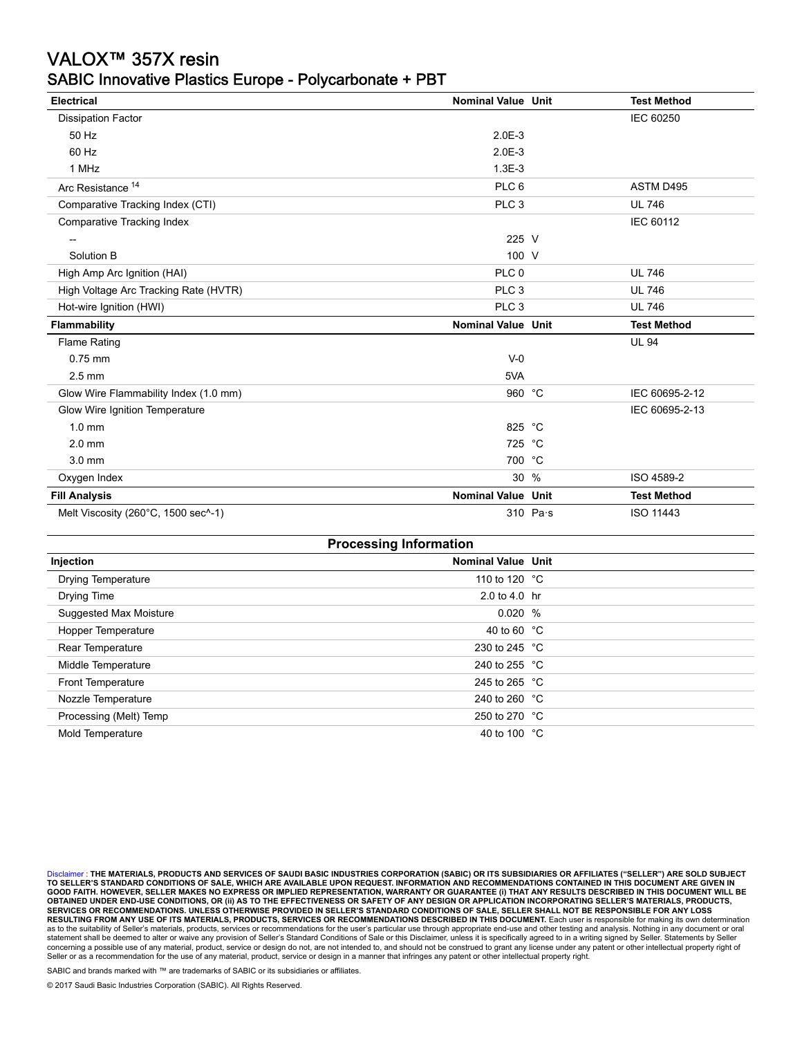# VALOX™ 357X resin

## SABIC Innovative Plastics Europe - Polycarbonate + PBT

| Electrical | Nominal Value | Unit | Test Method |
|---|---|---|---|
| Dissipation Factor | | | IEC 60250 |
| 50 Hz | 2.0E-3 | | |
| 60 Hz | 2.0E-3 | | |
| 1 MHz | 1.3E-3 | | |
| Arc Resistance [14] | PLC 6 | | ASTM D495 |
| Comparative Tracking Index (CTI) | PLC 3 | | UL 746 |
| Comparative Tracking Index | | | IEC 60112 |
| -- | 225 | V | |
| Solution B | 100 | V | |
| High Amp Arc Ignition (HAI) | PLC 0 | | UL 746 |
| High Voltage Arc Tracking Rate (HVTR) | PLC 3 | | UL 746 |
| Hot-wire Ignition (HWI) | PLC 3 | | UL 746 |

| Flammability | Nominal Value | Unit | Test Method |
|---|---|---|---|
| Flame Rating | | | UL 94 |
| 0.75 mm | V-0 | | |
| 2.5 mm | 5VA | | |
| Glow Wire Flammability Index (1.0 mm) | 960 | °C | IEC 60695-2-12 |
| Glow Wire Ignition Temperature | | | IEC 60695-2-13 |
| 1.0 mm | 825 | °C | |
| 2.0 mm | 725 | °C | |
| 3.0 mm | 700 | °C | |
| Oxygen Index | 30 | % | ISO 4589-2 |

| Fill Analysis | Nominal Value | Unit | Test Method |
|---|---|---|---|
| Melt Viscosity (260°C, 1500 sec^-1) | 310 | Pa·s | ISO 11443 |

### Processing Information

| Injection | Nominal Value | Unit |
|---|---|---|
| Drying Temperature | 110 to 120 | °C |
| Drying Time | 2.0 to 4.0 | hr |
| Suggested Max Moisture | 0.020 | % |
| Hopper Temperature | 40 to 60 | °C |
| Rear Temperature | 230 to 245 | °C |
| Middle Temperature | 240 to 255 | °C |
| Front Temperature | 245 to 265 | °C |
| Nozzle Temperature | 240 to 260 | °C |
| Processing (Melt) Temp | 250 to 270 | °C |
| Mold Temperature | 40 to 100 | °C |

Disclaimer : **THE MATERIALS, PRODUCTS AND SERVICES OF SAUDI BASIC INDUSTRIES CORPORATION (SABIC) OR ITS SUBSIDIARIES OR AFFILIATES ("SELLER") ARE SOLD SUBJECT TO SELLER'S STANDARD CONDITIONS OF SALE, WHICH ARE AVAILABLE UPON REQUEST. INFORMATION AND RECOMMENDATIONS CONTAINED IN THIS DOCUMENT ARE GIVEN IN GOOD FAITH. HOWEVER, SELLER MAKES NO EXPRESS OR IMPLIED REPRESENTATION, WARRANTY OR GUARANTEE (i) THAT ANY RESULTS DESCRIBED IN THIS DOCUMENT WILL BE OBTAINED UNDER END-USE CONDITIONS, OR (ii) AS TO THE EFFECTIVENESS OR SAFETY OF ANY DESIGN OR APPLICATION INCORPORATING SELLER'S MATERIALS, PRODUCTS, SERVICES OR RECOMMENDATIONS. UNLESS OTHERWISE PROVIDED IN SELLER'S STANDARD CONDITIONS OF SALE, SELLER SHALL NOT BE RESPONSIBLE FOR ANY LOSS RESULTING FROM ANY USE OF ITS MATERIALS, PRODUCTS, SERVICES OR RECOMMENDATIONS DESCRIBED IN THIS DOCUMENT.** Each user is responsible for making its own determination as to the suitability of Seller's materials, products, services or recommendations for the user's particular use through appropriate end-use and other testing and analysis. Nothing in any document or oral statement shall be deemed to alter or waive any provision of Seller's Standard Conditions of Sale or this Disclaimer, unless it is specifically agreed to in a writing signed by Seller. Statements by Seller concerning a possible use of any material, product, service or design do not, are not intended to, and should not be construed to grant any license under any patent or other intellectual property right of Seller or as a recommendation for the use of any material, product, service or design in a manner that infringes any patent or other intellectual property right.

SABIC and brands marked with ™ are trademarks of SABIC or its subsidiaries or affiliates.

© 2017 Saudi Basic Industries Corporation (SABIC). All Rights Reserved.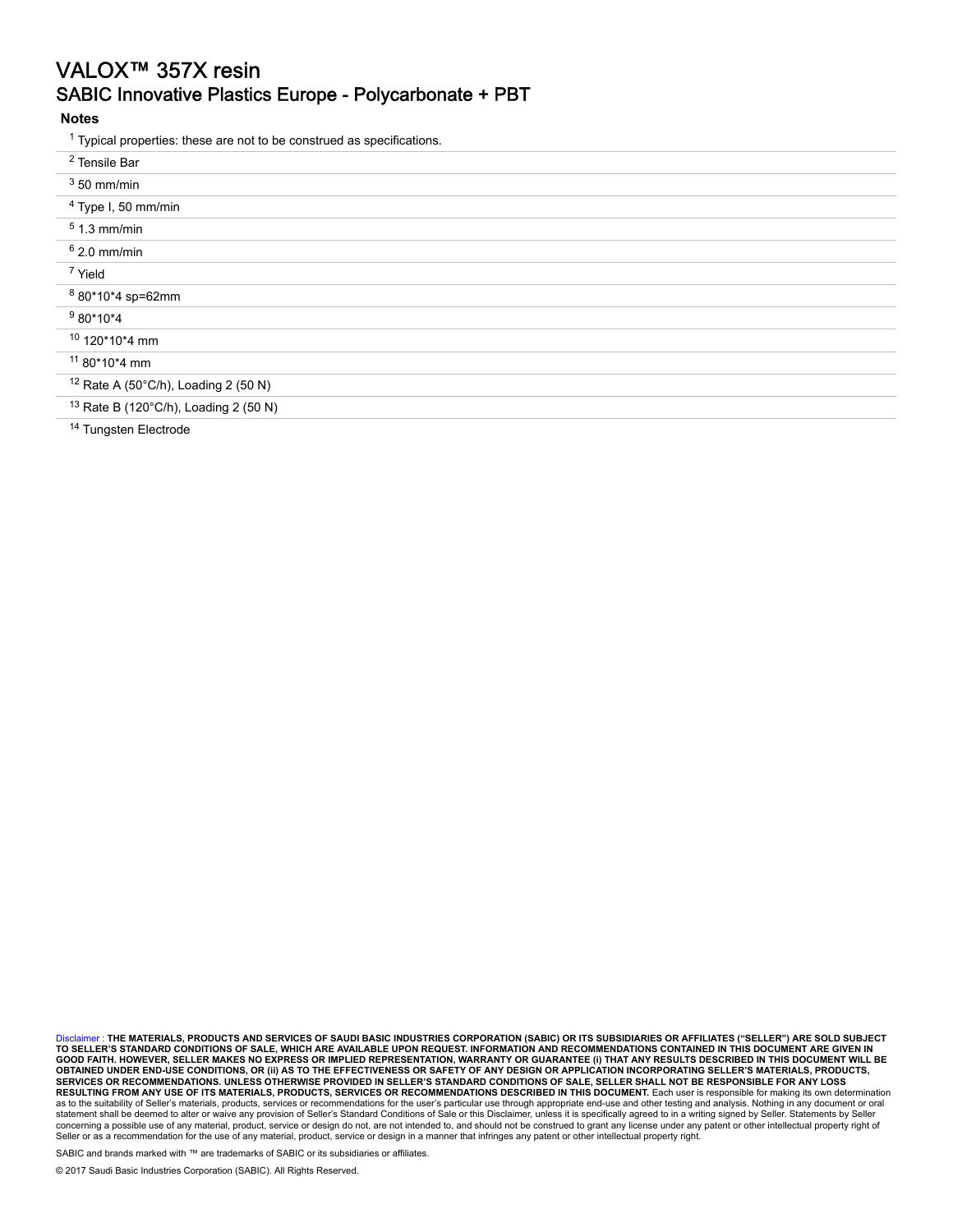# VALOX™ 357X resin

## SABIC Innovative Plastics Europe - Polycarbonate + PBT

### Notes

[1] Typical properties: these are not to be construed as specifications.

[2] Tensile Bar

[3] 50 mm/min

[4] Type I, 50 mm/min

[5] 1.3 mm/min

[6] 2.0 mm/min

[7] Yield

[8] 80*10*4 sp=62mm

[9] 80*10*4

[10] 120*10*4 mm

[11] 80*10*4 mm

[12] Rate A (50°C/h), Loading 2 (50 N)

[13] Rate B (120°C/h), Loading 2 (50 N)

[14] Tungsten Electrode

Disclaimer : **THE MATERIALS, PRODUCTS AND SERVICES OF SAUDI BASIC INDUSTRIES CORPORATION (SABIC) OR ITS SUBSIDIARIES OR AFFILIATES ("SELLER") ARE SOLD SUBJECT TO SELLER'S STANDARD CONDITIONS OF SALE, WHICH ARE AVAILABLE UPON REQUEST. INFORMATION AND RECOMMENDATIONS CONTAINED IN THIS DOCUMENT ARE GIVEN IN GOOD FAITH. HOWEVER, SELLER MAKES NO EXPRESS OR IMPLIED REPRESENTATION, WARRANTY OR GUARANTEE (i) THAT ANY RESULTS DESCRIBED IN THIS DOCUMENT WILL BE OBTAINED UNDER END-USE CONDITIONS, OR (ii) AS TO THE EFFECTIVENESS OR SAFETY OF ANY DESIGN OR APPLICATION INCORPORATING SELLER'S MATERIALS, PRODUCTS, SERVICES OR RECOMMENDATIONS. UNLESS OTHERWISE PROVIDED IN SELLER'S STANDARD CONDITIONS OF SALE, SELLER SHALL NOT BE RESPONSIBLE FOR ANY LOSS RESULTING FROM ANY USE OF ITS MATERIALS, PRODUCTS, SERVICES OR RECOMMENDATIONS DESCRIBED IN THIS DOCUMENT.** Each user is responsible for making its own determination as to the suitability of Seller's materials, products, services or recommendations for the user's particular use through appropriate end-use and other testing and analysis. Nothing in any document or oral statement shall be deemed to alter or waive any provision of Seller's Standard Conditions of Sale or this Disclaimer, unless it is specifically agreed to in a writing signed by Seller. Statements by Seller concerning a possible use of any material, product, service or design do not, are not intended to, and should not be construed to grant any license under any patent or other intellectual property right of Seller or as a recommendation for the use of any material, product, service or design in a manner that infringes any patent or other intellectual property right.

SABIC and brands marked with ™ are trademarks of SABIC or its subsidiaries or affiliates.

© 2017 Saudi Basic Industries Corporation (SABIC). All Rights Reserved.